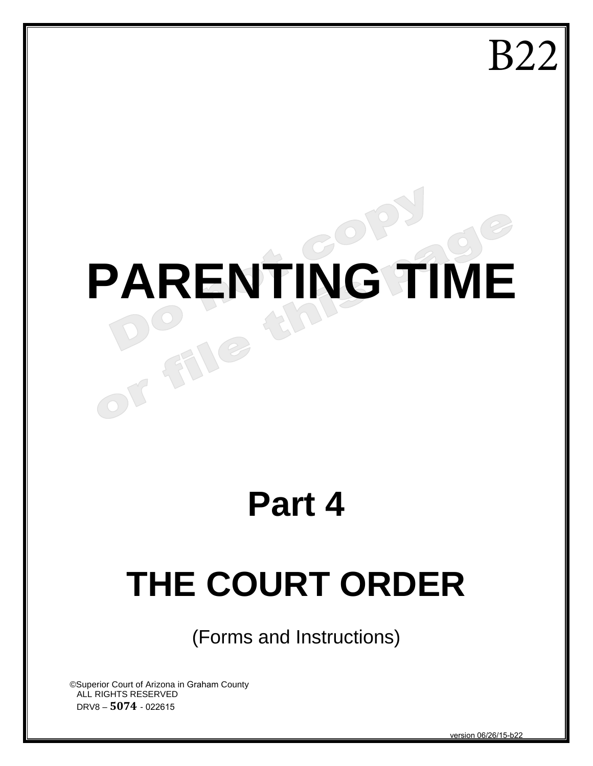B22

# PARENTING TIME

Do not copy or file this page

## Part 4

## THE COURT ORDER

(Forms and Instructions)

©Superior Court of Arizona in Graham County
ALL RIGHTS RESERVED
DRV8 – **5074** - 022615

version 06/26/15-b22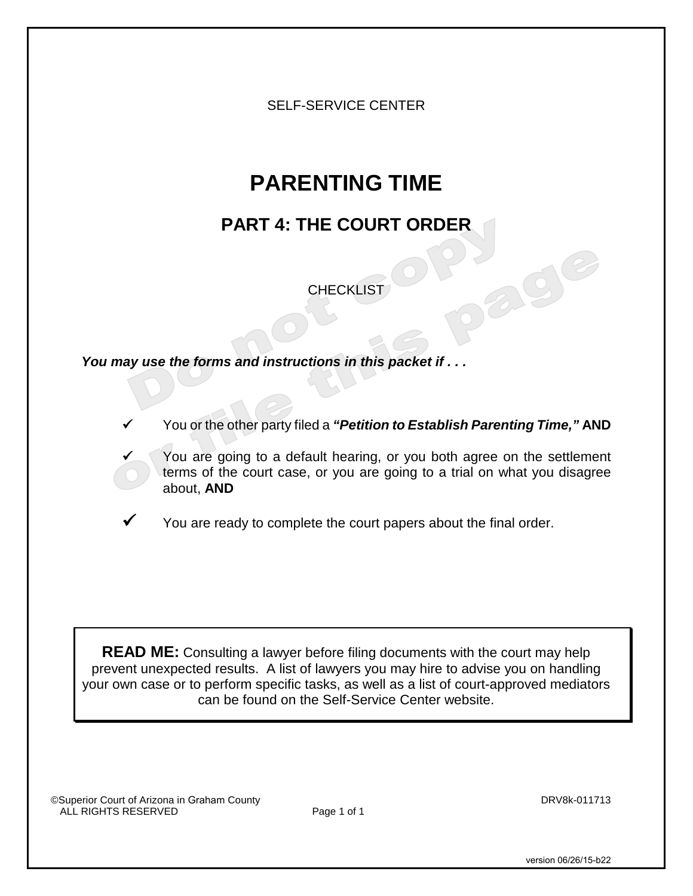SELF-SERVICE CENTER

# PARENTING TIME

## PART 4: THE COURT ORDER

CHECKLIST

***You may use the forms and instructions in this packet if . . .***

- ✓ You or the other party filed a ***"Petition to Establish Parenting Time,"*** **AND**
- ✓ You are going to a default hearing, or you both agree on the settlement terms of the court case, or you are going to a trial on what you disagree about, **AND**
- ✓ You are ready to complete the court papers about the final order.

**READ ME:** Consulting a lawyer before filing documents with the court may help prevent unexpected results. A list of lawyers you may hire to advise you on handling your own case or to perform specific tasks, as well as a list of court-approved mediators can be found on the Self-Service Center website.

©Superior Court of Arizona in Graham County
ALL RIGHTS RESERVED

DRV8k-011713

version 06/26/15-b22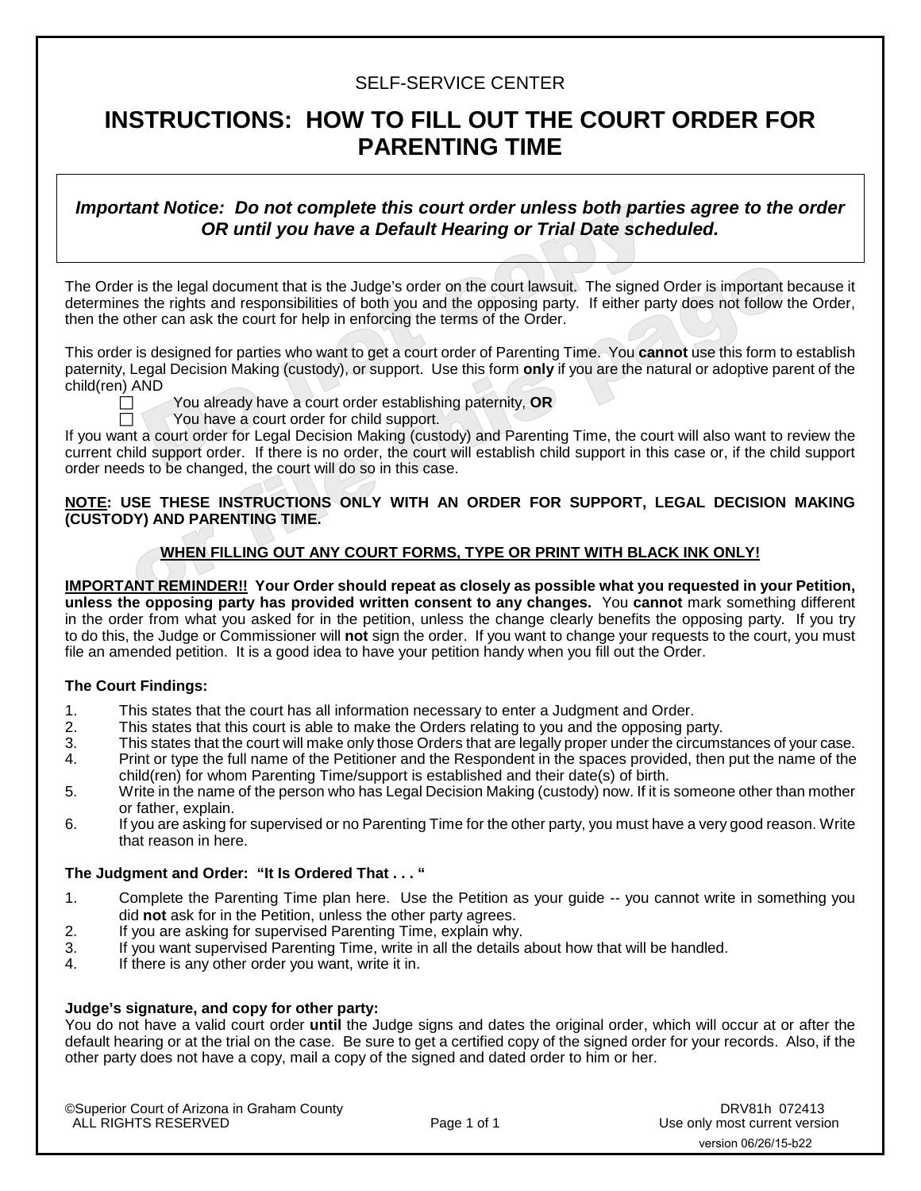SELF-SERVICE CENTER

# INSTRUCTIONS: HOW TO FILL OUT THE COURT ORDER FOR PARENTING TIME

***Important Notice: Do not complete this court order unless both parties agree to the order OR until you have a Default Hearing or Trial Date scheduled.***

The Order is the legal document that is the Judge's order on the court lawsuit. The signed Order is important because it determines the rights and responsibilities of both you and the opposing party. If either party does not follow the Order, then the other can ask the court for help in enforcing the terms of the Order.

This order is designed for parties who want to get a court order of Parenting Time. You **cannot** use this form to establish paternity, Legal Decision Making (custody), or support. Use this form **only** if you are the natural or adoptive parent of the child(ren) AND

- ☐ You already have a court order establishing paternity, **OR**
- ☐ You have a court order for child support.

If you want a court order for Legal Decision Making (custody) and Parenting Time, the court will also want to review the current child support order. If there is no order, the court will establish child support in this case or, if the child support order needs to be changed, the court will do so in this case.

**NOTE: USE THESE INSTRUCTIONS ONLY WITH AN ORDER FOR SUPPORT, LEGAL DECISION MAKING (CUSTODY) AND PARENTING TIME.**

**WHEN FILLING OUT ANY COURT FORMS, TYPE OR PRINT WITH BLACK INK ONLY!**

**IMPORTANT REMINDER!! Your Order should repeat as closely as possible what you requested in your Petition, unless the opposing party has provided written consent to any changes.** You **cannot** mark something different in the order from what you asked for in the petition, unless the change clearly benefits the opposing party. If you try to do this, the Judge or Commissioner will **not** sign the order. If you want to change your requests to the court, you must file an amended petition. It is a good idea to have your petition handy when you fill out the Order.

### The Court Findings:

1. This states that the court has all information necessary to enter a Judgment and Order.
2. This states that this court is able to make the Orders relating to you and the opposing party.
3. This states that the court will make only those Orders that are legally proper under the circumstances of your case.
4. Print or type the full name of the Petitioner and the Respondent in the spaces provided, then put the name of the child(ren) for whom Parenting Time/support is established and their date(s) of birth.
5. Write in the name of the person who has Legal Decision Making (custody) now. If it is someone other than mother or father, explain.
6. If you are asking for supervised or no Parenting Time for the other party, you must have a very good reason. Write that reason in here.

### The Judgment and Order: "It Is Ordered That . . . "

1. Complete the Parenting Time plan here. Use the Petition as your guide -- you cannot write in something you did **not** ask for in the Petition, unless the other party agrees.
2. If you are asking for supervised Parenting Time, explain why.
3. If you want supervised Parenting Time, write in all the details about how that will be handled.
4. If there is any other order you want, write it in.

### Judge's signature, and copy for other party:

You do not have a valid court order **until** the Judge signs and dates the original order, which will occur at or after the default hearing or at the trial on the case. Be sure to get a certified copy of the signed order for your records. Also, if the other party does not have a copy, mail a copy of the signed and dated order to him or her.

©Superior Court of Arizona in Graham County
ALL RIGHTS RESERVED

DRV81h 072413
Use only most current version
version 06/26/15-b22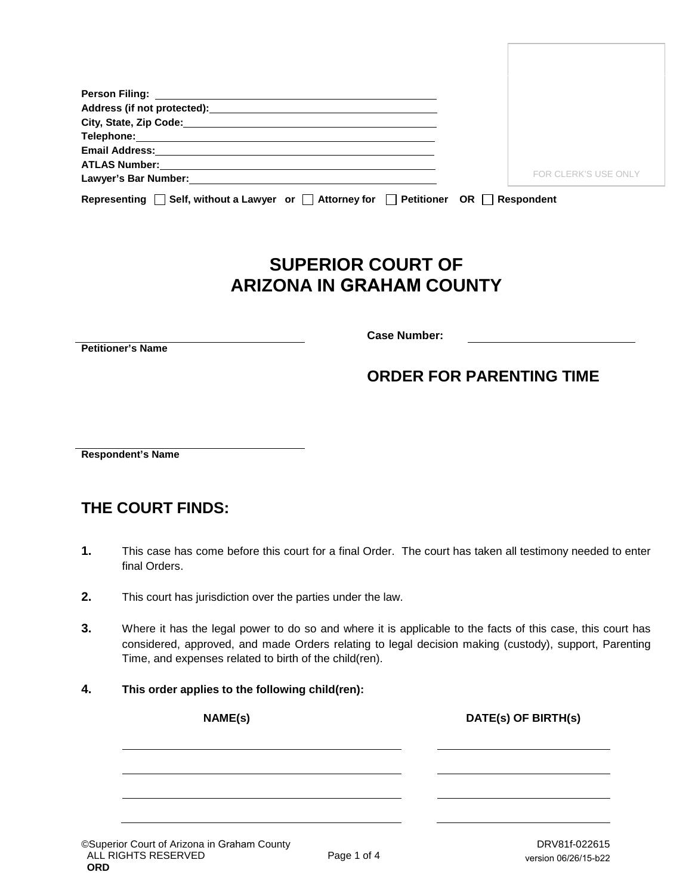Person Filing: ______________________________
Address (if not protected): ______________________________
City, State, Zip Code: ______________________________
Telephone: ______________________________
Email Address: ______________________________
ATLAS Number: ______________________________
Lawyer's Bar Number: ______________________________

FOR CLERK'S USE ONLY

**Representing** ☐ **Self, without a Lawyer or** ☐ **Attorney for** ☐ **Petitioner OR** ☐ **Respondent**

# SUPERIOR COURT OF ARIZONA IN GRAHAM COUNTY

______________________________
**Petitioner's Name**

**Case Number:** ______________________________

## ORDER FOR PARENTING TIME

______________________________
**Respondent's Name**

## THE COURT FINDS:

**1.** This case has come before this court for a final Order. The court has taken all testimony needed to enter final Orders.

**2.** This court has jurisdiction over the parties under the law.

**3.** Where it has the legal power to do so and where it is applicable to the facts of this case, this court has considered, approved, and made Orders relating to legal decision making (custody), support, Parenting Time, and expenses related to birth of the child(ren).

**4.** **This order applies to the following child(ren):**

| NAME(s) | DATE(s) OF BIRTH(s) |
| --- | --- |
| | |
| | |
| | |
| | |

©Superior Court of Arizona in Graham County
ALL RIGHTS RESERVED
**ORD**

DRV81f-022615
version 06/26/15-b22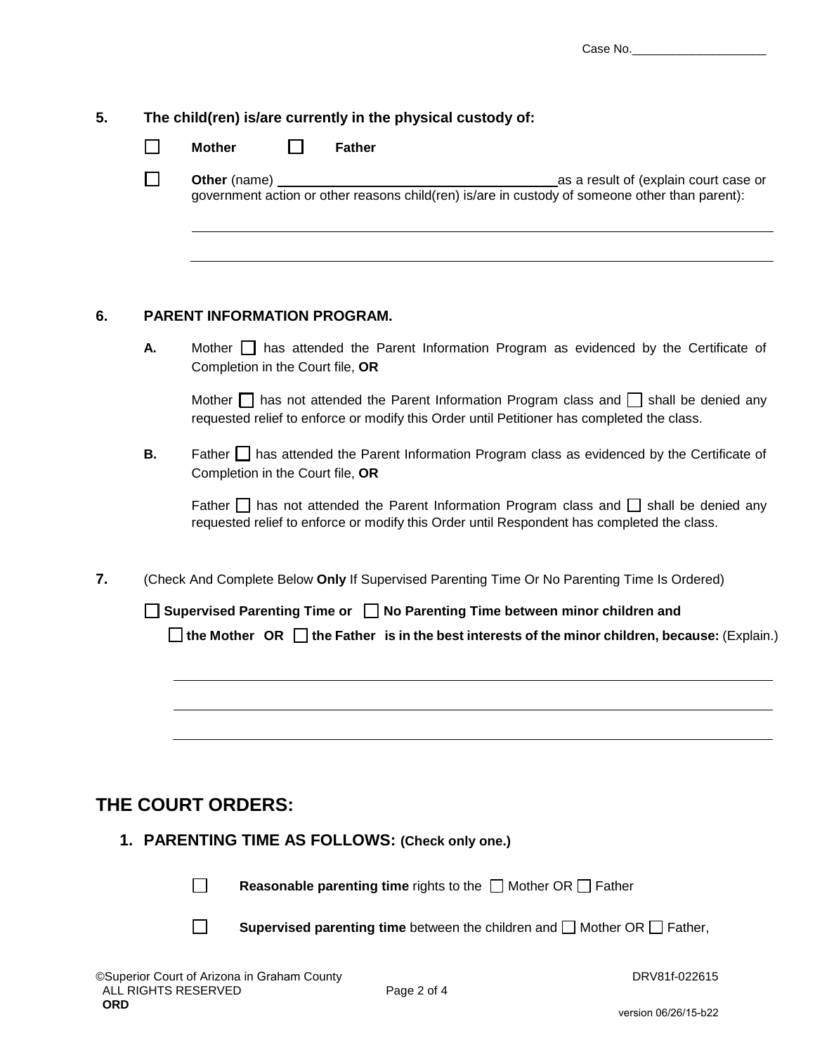**5. The child(ren) is/are currently in the physical custody of:**

☐ **Mother** ☐ **Father**

☐ **Other** (name) ____________________________ as a result of (explain court case or government action or other reasons child(ren) is/are in custody of someone other than parent):

______________________________________________________________________

______________________________________________________________________

**6. PARENT INFORMATION PROGRAM.**

**A.** Mother ☐ has attended the Parent Information Program as evidenced by the Certificate of Completion in the Court file, **OR**

Mother ☐ has not attended the Parent Information Program class and ☐ shall be denied any requested relief to enforce or modify this Order until Petitioner has completed the class.

**B.** Father ☐ has attended the Parent Information Program class as evidenced by the Certificate of Completion in the Court file, **OR**

Father ☐ has not attended the Parent Information Program class and ☐ shall be denied any requested relief to enforce or modify this Order until Respondent has completed the class.

**7.** (Check And Complete Below **Only** If Supervised Parenting Time Or No Parenting Time Is Ordered)

☐ **Supervised Parenting Time or** ☐ **No Parenting Time between minor children and**

☐ **the Mother OR** ☐ **the Father is in the best interests of the minor children, because:** (Explain.)

______________________________________________________________________

______________________________________________________________________

______________________________________________________________________

## THE COURT ORDERS:

### 1. PARENTING TIME AS FOLLOWS: (Check only one.)

☐ **Reasonable parenting time** rights to the ☐ Mother OR ☐ Father

☐ **Supervised parenting time** between the children and ☐ Mother OR ☐ Father,

©Superior Court of Arizona in Graham County
ALL RIGHTS RESERVED
**ORD**

DRV81f-022615

version 06/26/15-b22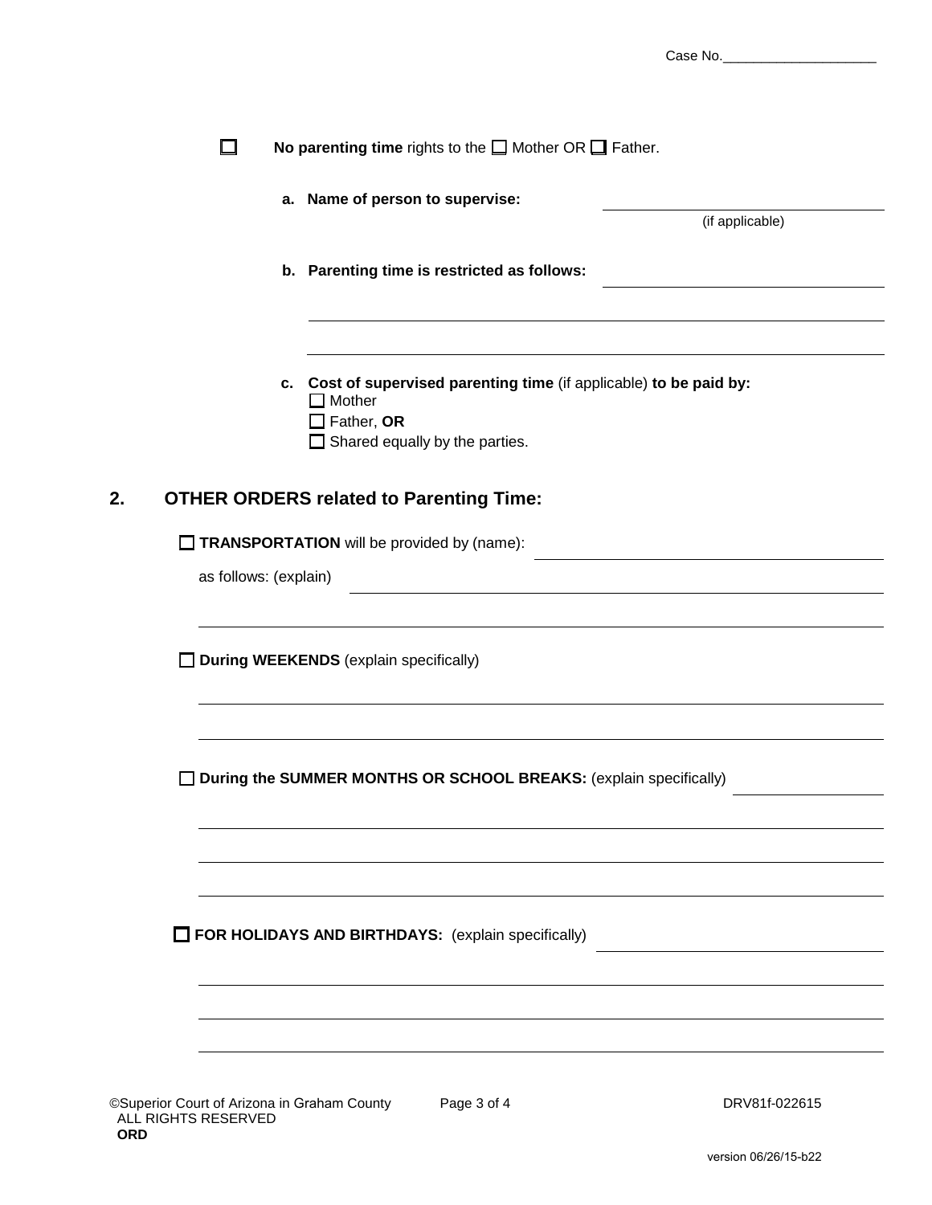Case No.____________________

☐ **No parenting time** rights to the ☐ Mother OR ☐ Father.

**a. Name of person to supervise:** ______________________________
(if applicable)

**b. Parenting time is restricted as follows:** ______________________________

______________________________________________________________

______________________________________________________________

**c. Cost of supervised parenting time** (if applicable) **to be paid by:**
☐ Mother
☐ Father, **OR**
☐ Shared equally by the parties.

## 2. OTHER ORDERS related to Parenting Time:

☐ **TRANSPORTATION** will be provided by (name): ______________________________

as follows: (explain) ______________________________________________________________

______________________________________________________________

☐ **During WEEKENDS** (explain specifically)

______________________________________________________________

______________________________________________________________

☐ **During the SUMMER MONTHS OR SCHOOL BREAKS:** (explain specifically) __________

______________________________________________________________

______________________________________________________________

______________________________________________________________

☐ **FOR HOLIDAYS AND BIRTHDAYS:** (explain specifically) ______________________________

______________________________________________________________

______________________________________________________________

______________________________________________________________

©Superior Court of Arizona in Graham County ALL RIGHTS RESERVED **ORD** DRV81f-022615 version 06/26/15-b22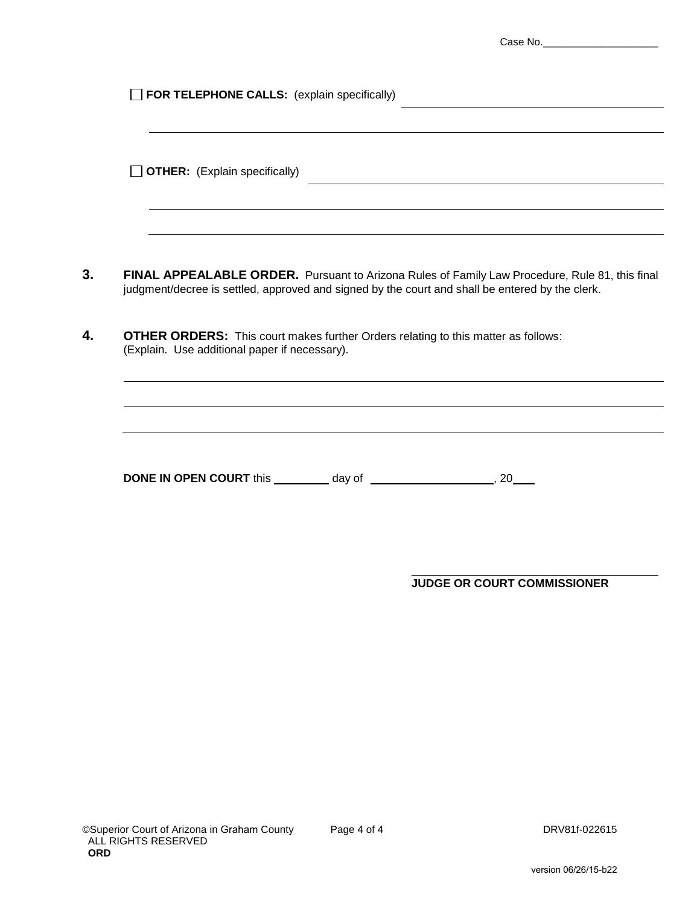Case No.____________________

☐ **FOR TELEPHONE CALLS:** (explain specifically) ____________________________________________

________________________________________________________________________________

☐ **OTHER:** (Explain specifically) ____________________________________________________

________________________________________________________________________________

________________________________________________________________________________

**3. FINAL APPEALABLE ORDER.** Pursuant to Arizona Rules of Family Law Procedure, Rule 81, this final judgment/decree is settled, approved and signed by the court and shall be entered by the clerk.

**4. OTHER ORDERS:** This court makes further Orders relating to this matter as follows: (Explain. Use additional paper if necessary).

________________________________________________________________________________

________________________________________________________________________________

________________________________________________________________________________

**DONE IN OPEN COURT** this _________ day of ____________________, 20___

_______________________________________
**JUDGE OR COURT COMMISSIONER**

©Superior Court of Arizona in Graham County
ALL RIGHTS RESERVED
**ORD**

DRV81f-022615

version 06/26/15-b22